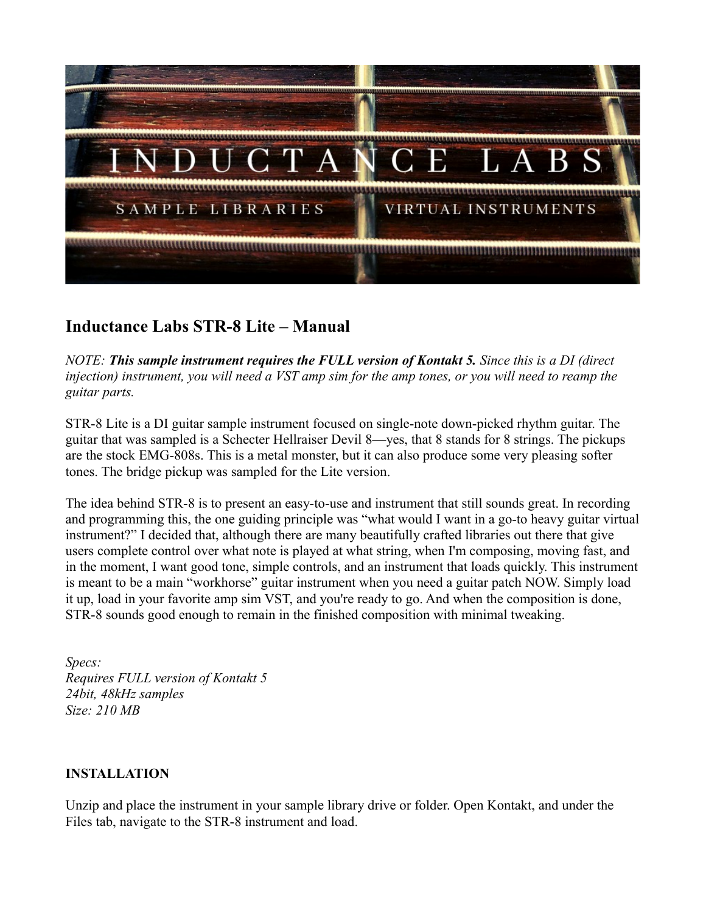## Inductance Labs STR-8 Lite – Manual

*NOTE:* ***This sample instrument requires the FULL version of Kontakt 5.*** *Since this is a DI (direct injection) instrument, you will need a VST amp sim for the amp tones, or you will need to reamp the guitar parts.*

STR-8 Lite is a DI guitar sample instrument focused on single-note down-picked rhythm guitar. The guitar that was sampled is a Schecter Hellraiser Devil 8—yes, that 8 stands for 8 strings. The pickups are the stock EMG-808s. This is a metal monster, but it can also produce some very pleasing softer tones. The bridge pickup was sampled for the Lite version.

The idea behind STR-8 is to present an easy-to-use and instrument that still sounds great. In recording and programming this, the one guiding principle was "what would I want in a go-to heavy guitar virtual instrument?" I decided that, although there are many beautifully crafted libraries out there that give users complete control over what note is played at what string, when I'm composing, moving fast, and in the moment, I want good tone, simple controls, and an instrument that loads quickly. This instrument is meant to be a main "workhorse" guitar instrument when you need a guitar patch NOW. Simply load it up, load in your favorite amp sim VST, and you're ready to go. And when the composition is done, STR-8 sounds good enough to remain in the finished composition with minimal tweaking.

*Specs:*
*Requires FULL version of Kontakt 5*
*24bit, 48kHz samples*
*Size: 210 MB*

**INSTALLATION**

Unzip and place the instrument in your sample library drive or folder. Open Kontakt, and under the Files tab, navigate to the STR-8 instrument and load.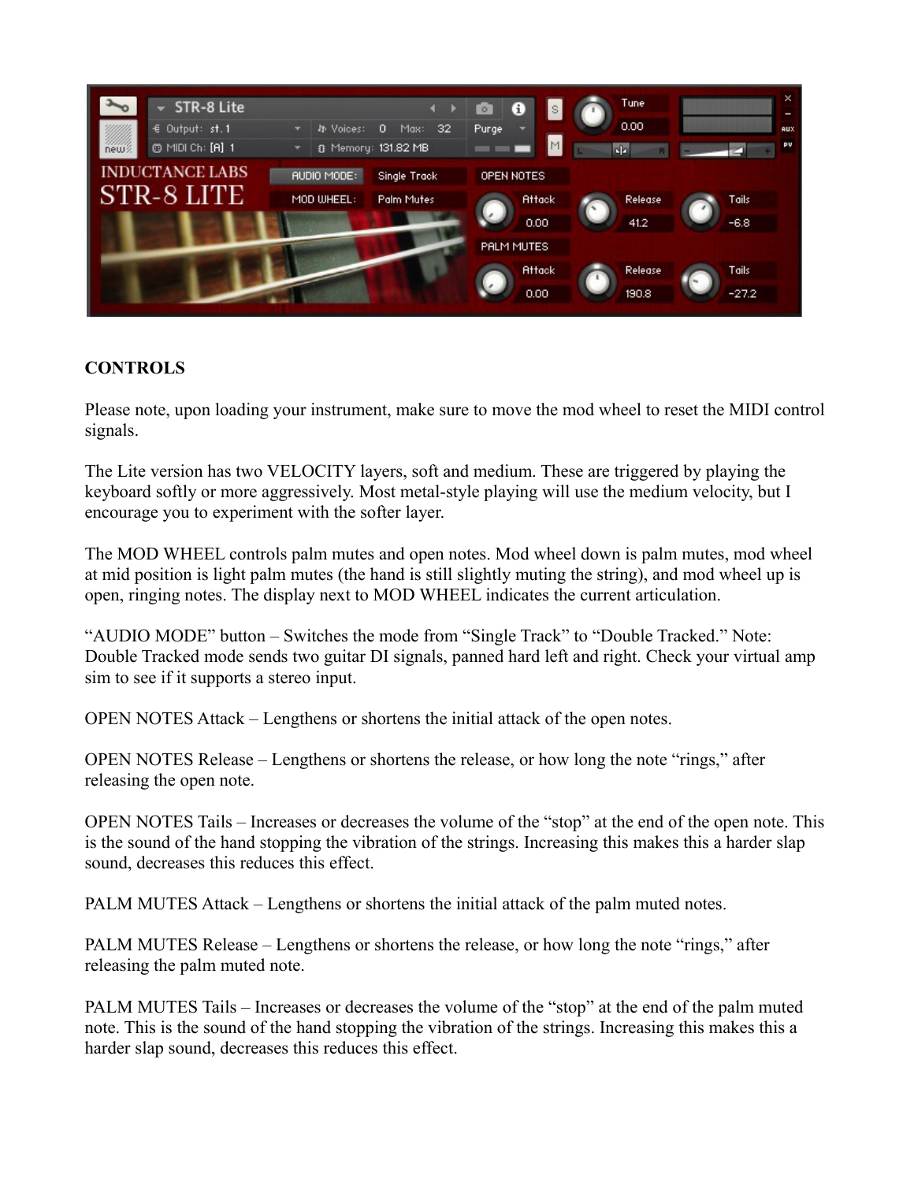**CONTROLS**

Please note, upon loading your instrument, make sure to move the mod wheel to reset the MIDI control signals.

The Lite version has two VELOCITY layers, soft and medium. These are triggered by playing the keyboard softly or more aggressively. Most metal-style playing will use the medium velocity, but I encourage you to experiment with the softer layer.

The MOD WHEEL controls palm mutes and open notes. Mod wheel down is palm mutes, mod wheel at mid position is light palm mutes (the hand is still slightly muting the string), and mod wheel up is open, ringing notes. The display next to MOD WHEEL indicates the current articulation.

"AUDIO MODE" button – Switches the mode from "Single Track" to "Double Tracked." Note: Double Tracked mode sends two guitar DI signals, panned hard left and right. Check your virtual amp sim to see if it supports a stereo input.

OPEN NOTES Attack – Lengthens or shortens the initial attack of the open notes.

OPEN NOTES Release – Lengthens or shortens the release, or how long the note "rings," after releasing the open note.

OPEN NOTES Tails – Increases or decreases the volume of the "stop" at the end of the open note. This is the sound of the hand stopping the vibration of the strings. Increasing this makes this a harder slap sound, decreases this reduces this effect.

PALM MUTES Attack – Lengthens or shortens the initial attack of the palm muted notes.

PALM MUTES Release – Lengthens or shortens the release, or how long the note "rings," after releasing the palm muted note.

PALM MUTES Tails – Increases or decreases the volume of the "stop" at the end of the palm muted note. This is the sound of the hand stopping the vibration of the strings. Increasing this makes this a harder slap sound, decreases this reduces this effect.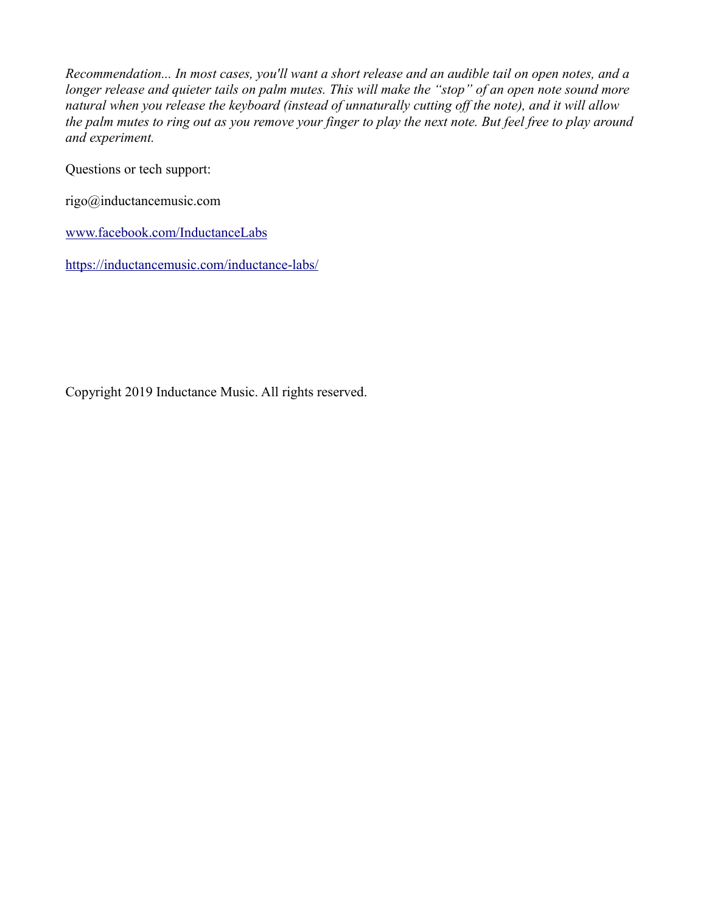*Recommendation... In most cases, you'll want a short release and an audible tail on open notes, and a longer release and quieter tails on palm mutes. This will make the "stop" of an open note sound more natural when you release the keyboard (instead of unnaturally cutting off the note), and it will allow the palm mutes to ring out as you remove your finger to play the next note. But feel free to play around and experiment.*

Questions or tech support:

rigo@inductancemusic.com

[www.facebook.com/InductanceLabs](http://www.facebook.com/InductanceLabs)

[https://inductancemusic.com/inductance-labs/](https://inductancemusic.com/inductance-labs/)

Copyright 2019 Inductance Music. All rights reserved.